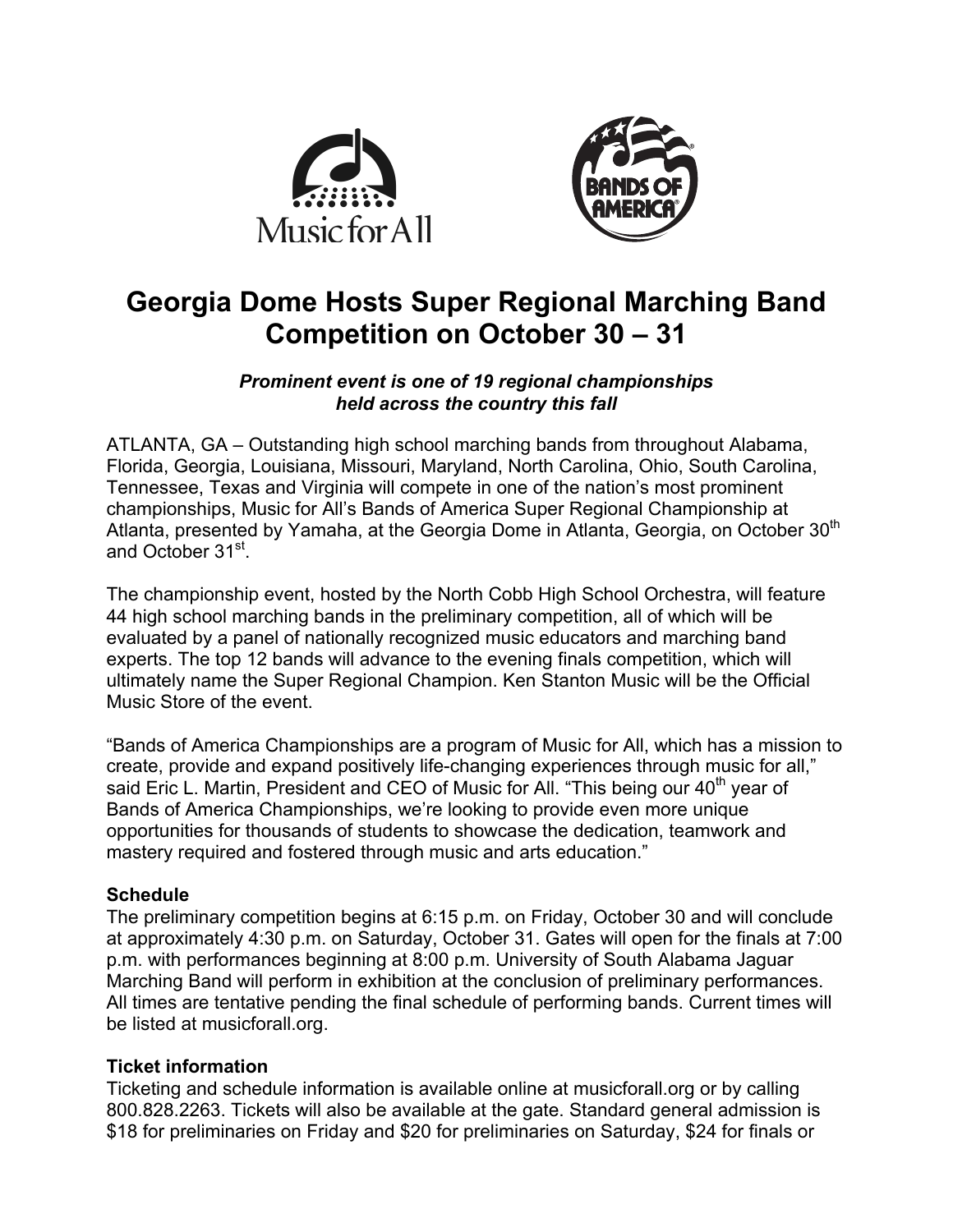# Georgia Dome Hosts Super Regional Marching Band Competition on October 30 – 31

***Prominent event is one of 19 regional championships held across the country this fall***

ATLANTA, GA – Outstanding high school marching bands from throughout Alabama, Florida, Georgia, Louisiana, Missouri, Maryland, North Carolina, Ohio, South Carolina, Tennessee, Texas and Virginia will compete in one of the nation's most prominent championships, Music for All's Bands of America Super Regional Championship at Atlanta, presented by Yamaha, at the Georgia Dome in Atlanta, Georgia, on October 30th and October 31st.

The championship event, hosted by the North Cobb High School Orchestra, will feature 44 high school marching bands in the preliminary competition, all of which will be evaluated by a panel of nationally recognized music educators and marching band experts. The top 12 bands will advance to the evening finals competition, which will ultimately name the Super Regional Champion. Ken Stanton Music will be the Official Music Store of the event.

"Bands of America Championships are a program of Music for All, which has a mission to create, provide and expand positively life-changing experiences through music for all," said Eric L. Martin, President and CEO of Music for All. "This being our 40th year of Bands of America Championships, we're looking to provide even more unique opportunities for thousands of students to showcase the dedication, teamwork and mastery required and fostered through music and arts education."

**Schedule**

The preliminary competition begins at 6:15 p.m. on Friday, October 30 and will conclude at approximately 4:30 p.m. on Saturday, October 31. Gates will open for the finals at 7:00 p.m. with performances beginning at 8:00 p.m. University of South Alabama Jaguar Marching Band will perform in exhibition at the conclusion of preliminary performances. All times are tentative pending the final schedule of performing bands. Current times will be listed at musicforall.org.

**Ticket information**

Ticketing and schedule information is available online at musicforall.org or by calling 800.828.2263. Tickets will also be available at the gate. Standard general admission is $18 for preliminaries on Friday and $20 for preliminaries on Saturday, $24 for finals or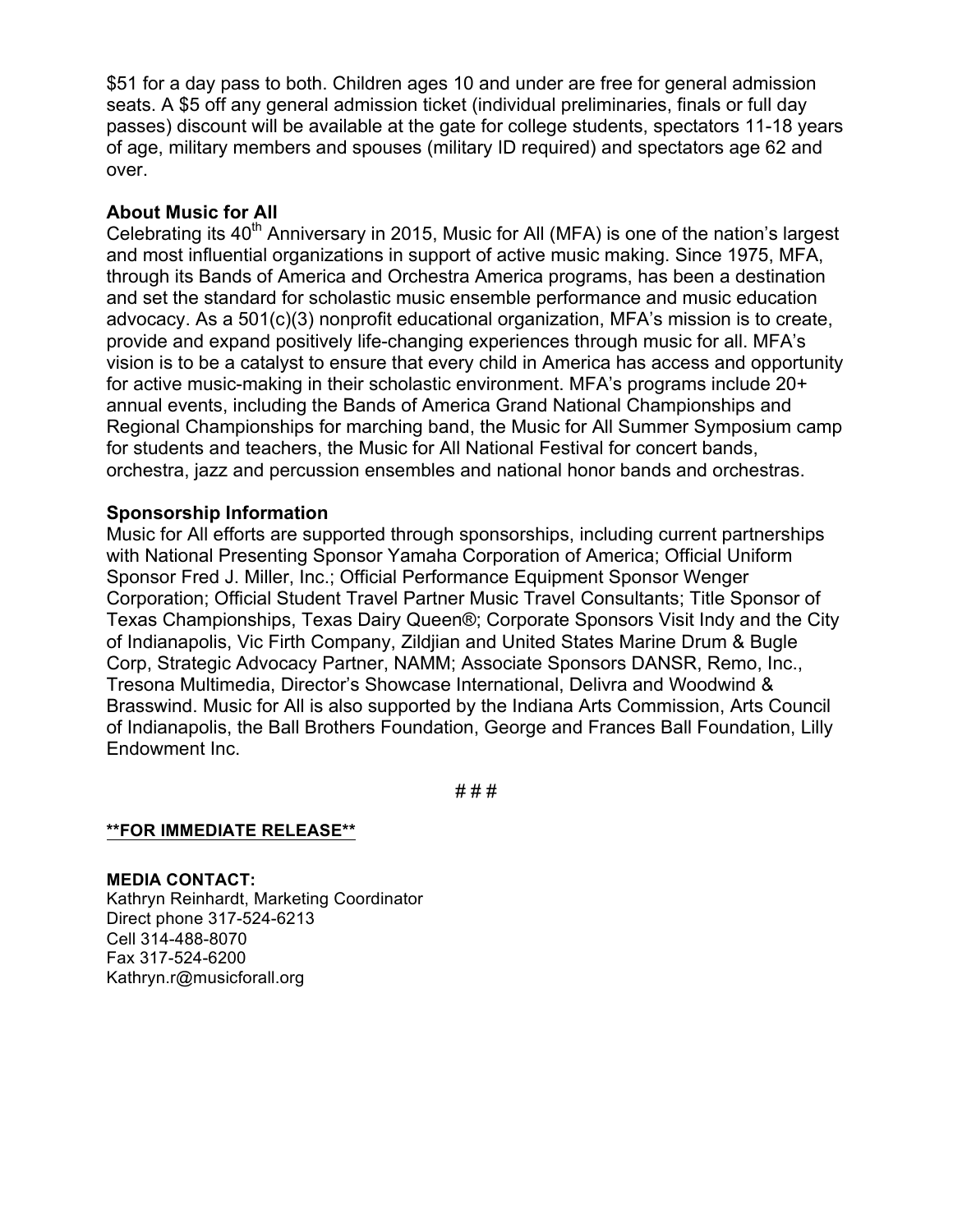$51 for a day pass to both. Children ages 10 and under are free for general admission seats. A $5 off any general admission ticket (individual preliminaries, finals or full day passes) discount will be available at the gate for college students, spectators 11-18 years of age, military members and spouses (military ID required) and spectators age 62 and over.

**About Music for All**

Celebrating its 40th Anniversary in 2015, Music for All (MFA) is one of the nation's largest and most influential organizations in support of active music making. Since 1975, MFA, through its Bands of America and Orchestra America programs, has been a destination and set the standard for scholastic music ensemble performance and music education advocacy. As a 501(c)(3) nonprofit educational organization, MFA's mission is to create, provide and expand positively life-changing experiences through music for all. MFA's vision is to be a catalyst to ensure that every child in America has access and opportunity for active music-making in their scholastic environment. MFA's programs include 20+ annual events, including the Bands of America Grand National Championships and Regional Championships for marching band, the Music for All Summer Symposium camp for students and teachers, the Music for All National Festival for concert bands, orchestra, jazz and percussion ensembles and national honor bands and orchestras.

**Sponsorship Information**

Music for All efforts are supported through sponsorships, including current partnerships with National Presenting Sponsor Yamaha Corporation of America; Official Uniform Sponsor Fred J. Miller, Inc.; Official Performance Equipment Sponsor Wenger Corporation; Official Student Travel Partner Music Travel Consultants; Title Sponsor of Texas Championships, Texas Dairy Queen®; Corporate Sponsors Visit Indy and the City of Indianapolis, Vic Firth Company, Zildjian and United States Marine Drum & Bugle Corp, Strategic Advocacy Partner, NAMM; Associate Sponsors DANSR, Remo, Inc., Tresona Multimedia, Director's Showcase International, Delivra and Woodwind & Brasswind. Music for All is also supported by the Indiana Arts Commission, Arts Council of Indianapolis, the Ball Brothers Foundation, George and Frances Ball Foundation, Lilly Endowment Inc.

# # #

**\*\*FOR IMMEDIATE RELEASE\*\***

**MEDIA CONTACT:**
Kathryn Reinhardt, Marketing Coordinator
Direct phone 317-524-6213
Cell 314-488-8070
Fax 317-524-6200
Kathryn.r@musicforall.org